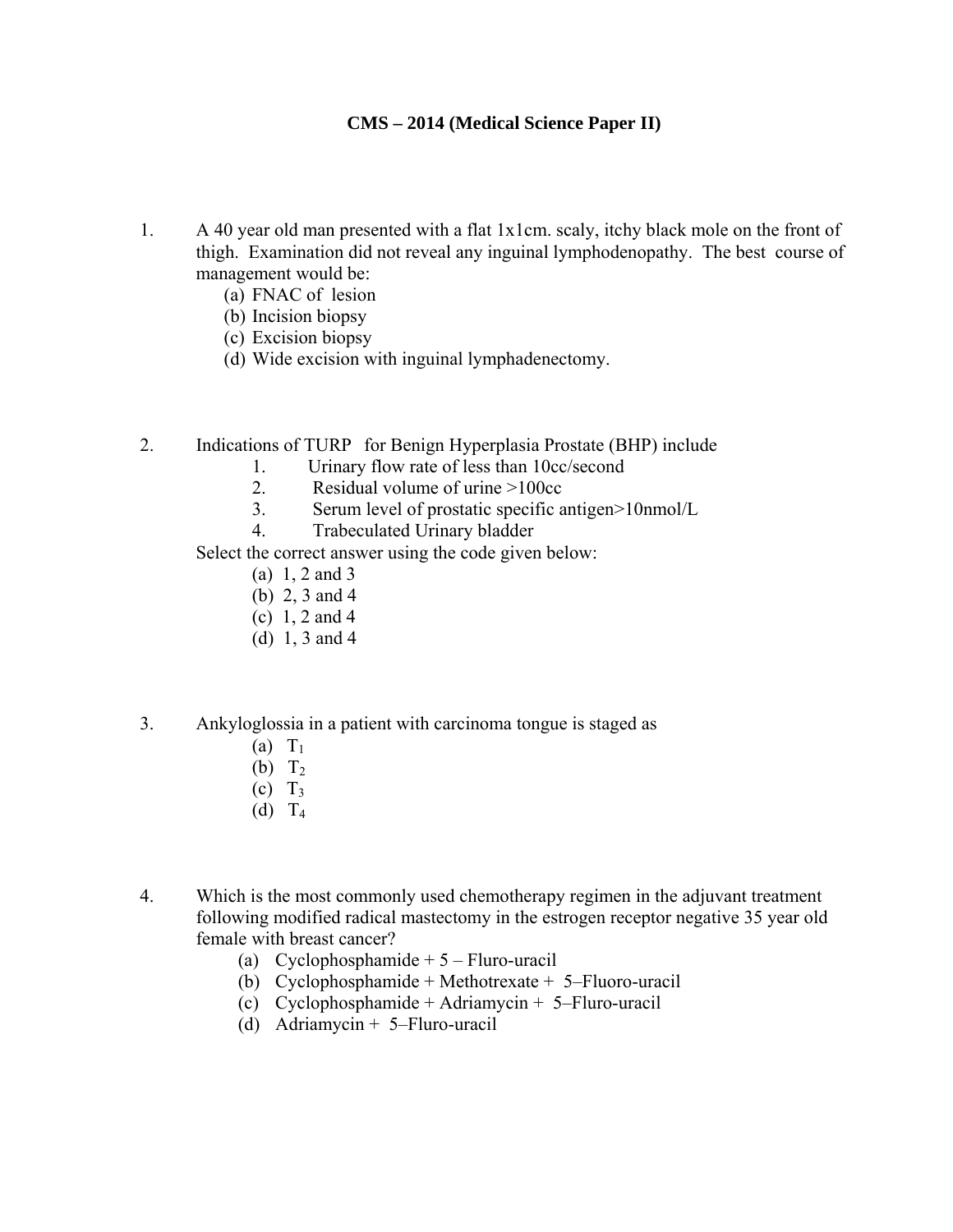# CMS – 2014 (Medical Science Paper II)

1. A 40 year old man presented with a flat 1x1cm. scaly, itchy black mole on the front of thigh. Examination did not reveal any inguinal lymphodenopathy. The best course of management would be:
   (a) FNAC of lesion
   (b) Incision biopsy
   (c) Excision biopsy
   (d) Wide excision with inguinal lymphadenectomy.

2. Indications of TURP for Benign Hyperplasia Prostate (BHP) include
   1. Urinary flow rate of less than 10cc/second
   2. Residual volume of urine >100cc
   3. Serum level of prostatic specific antigen>10nmol/L
   4. Trabeculated Urinary bladder

   Select the correct answer using the code given below:
   (a) 1, 2 and 3
   (b) 2, 3 and 4
   (c) 1, 2 and 4
   (d) 1, 3 and 4

3. Ankyloglossia in a patient with carcinoma tongue is staged as
   (a) $T_1$
   (b) $T_2$
   (c) $T_3$
   (d) $T_4$

4. Which is the most commonly used chemotherapy regimen in the adjuvant treatment following modified radical mastectomy in the estrogen receptor negative 35 year old female with breast cancer?
   (a) Cyclophosphamide + 5 – Fluro-uracil
   (b) Cyclophosphamide + Methotrexate + 5–Fluoro-uracil
   (c) Cyclophosphamide + Adriamycin + 5–Fluro-uracil
   (d) Adriamycin + 5–Fluro-uracil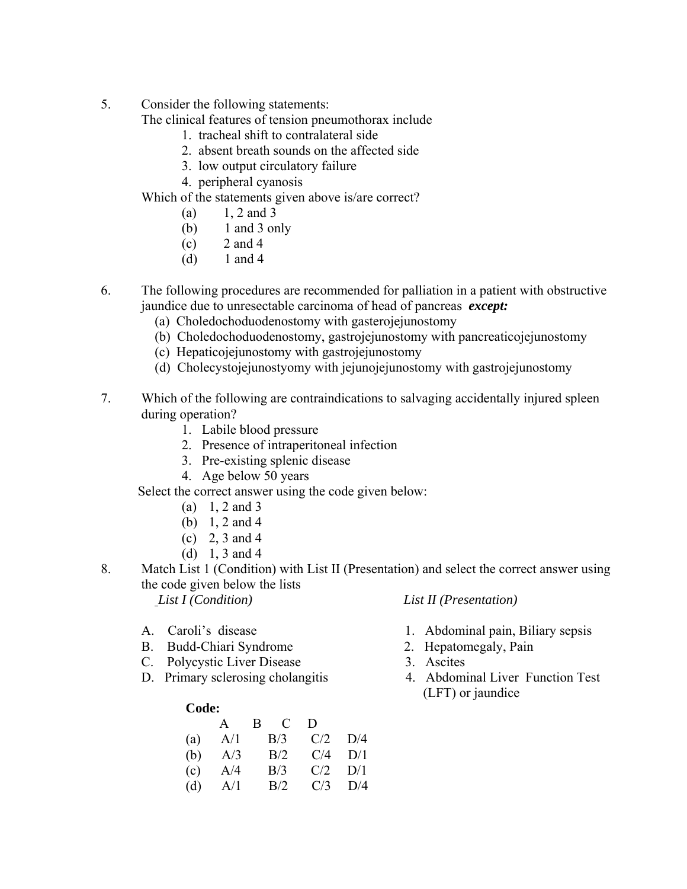5. Consider the following statements:
   The clinical features of tension pneumothorax include
   1. tracheal shift to contralateral side
   2. absent breath sounds on the affected side
   3. low output circulatory failure
   4. peripheral cyanosis

   Which of the statements given above is/are correct?
   - (a) 1, 2 and 3
   - (b) 1 and 3 only
   - (c) 2 and 4
   - (d) 1 and 4

6. The following procedures are recommended for palliation in a patient with obstructive jaundice due to unresectable carcinoma of head of pancreas ***except:***
   - (a) Choledochoduodenostomy with gasterojejunostomy
   - (b) Choledochoduodenostomy, gastrojejunostomy with pancreaticojejunostomy
   - (c) Hepaticojejunostomy with gastrojejunostomy
   - (d) Cholecystojejunostyomy with jejunojejunostomy with gastrojejunostomy

7. Which of the following are contraindications to salvaging accidentally injured spleen during operation?
   1. Labile blood pressure
   2. Presence of intraperitoneal infection
   3. Pre-existing splenic disease
   4. Age below 50 years

   Select the correct answer using the code given below:
   - (a) 1, 2 and 3
   - (b) 1, 2 and 4
   - (c) 2, 3 and 4
   - (d) 1, 3 and 4

8. Match List 1 (Condition) with List II (Presentation) and select the correct answer using the code given below the lists

| *List I (Condition)* | *List II (Presentation)* |
|---|---|
| A. Caroli's disease | 1. Abdominal pain, Biliary sepsis |
| B. Budd-Chiari Syndrome | 2. Hepatomegaly, Pain |
| C. Polycystic Liver Disease | 3. Ascites |
| D. Primary sclerosing cholangitis | 4. Abdominal Liver Function Test (LFT) or jaundice |

**Code:**

| | A | B | C | D |
|---|---|---|---|---|
| (a) | A/1 | B/3 | C/2 | D/4 |
| (b) | A/3 | B/2 | C/4 | D/1 |
| (c) | A/4 | B/3 | C/2 | D/1 |
| (d) | A/1 | B/2 | C/3 | D/4 |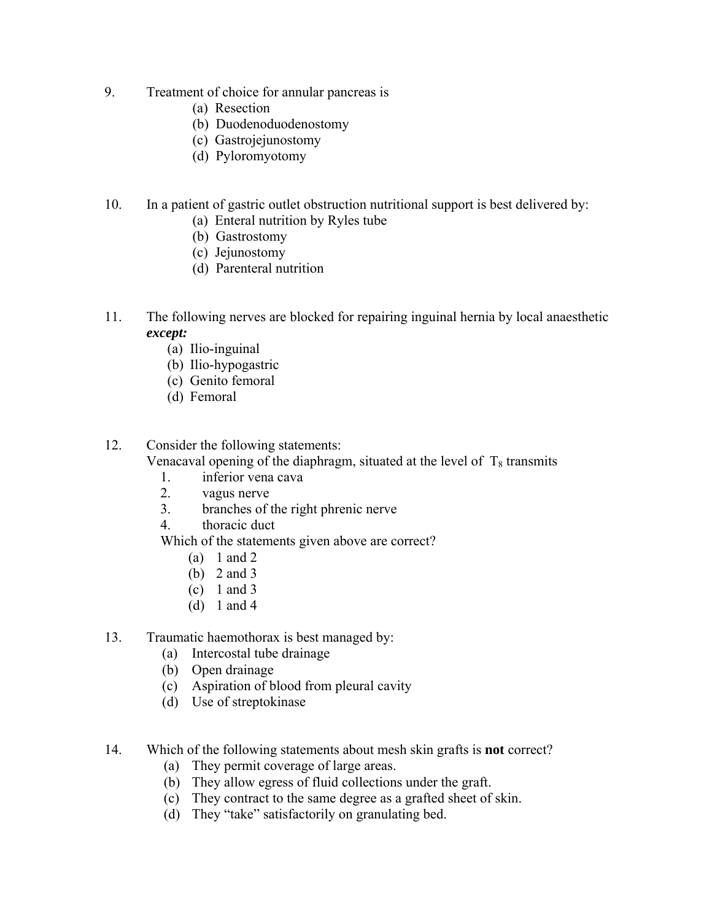9. Treatment of choice for annular pancreas is
   - (a) Resection
   - (b) Duodenoduodenostomy
   - (c) Gastrojejunostomy
   - (d) Pyloromyotomy

10. In a patient of gastric outlet obstruction nutritional support is best delivered by:
    - (a) Enteral nutrition by Ryles tube
    - (b) Gastrostomy
    - (c) Jejunostomy
    - (d) Parenteral nutrition

11. The following nerves are blocked for repairing inguinal hernia by local anaesthetic ***except:***
    - (a) Ilio-inguinal
    - (b) Ilio-hypogastric
    - (c) Genito femoral
    - (d) Femoral

12. Consider the following statements:
    Venacaval opening of the diaphragm, situated at the level of $T_8$ transmits
    1. inferior vena cava
    2. vagus nerve
    3. branches of the right phrenic nerve
    4. thoracic duct

    Which of the statements given above are correct?
    - (a) 1 and 2
    - (b) 2 and 3
    - (c) 1 and 3
    - (d) 1 and 4

13. Traumatic haemothorax is best managed by:
    - (a) Intercostal tube drainage
    - (b) Open drainage
    - (c) Aspiration of blood from pleural cavity
    - (d) Use of streptokinase

14. Which of the following statements about mesh skin grafts is **not** correct?
    - (a) They permit coverage of large areas.
    - (b) They allow egress of fluid collections under the graft.
    - (c) They contract to the same degree as a grafted sheet of skin.
    - (d) They "take" satisfactorily on granulating bed.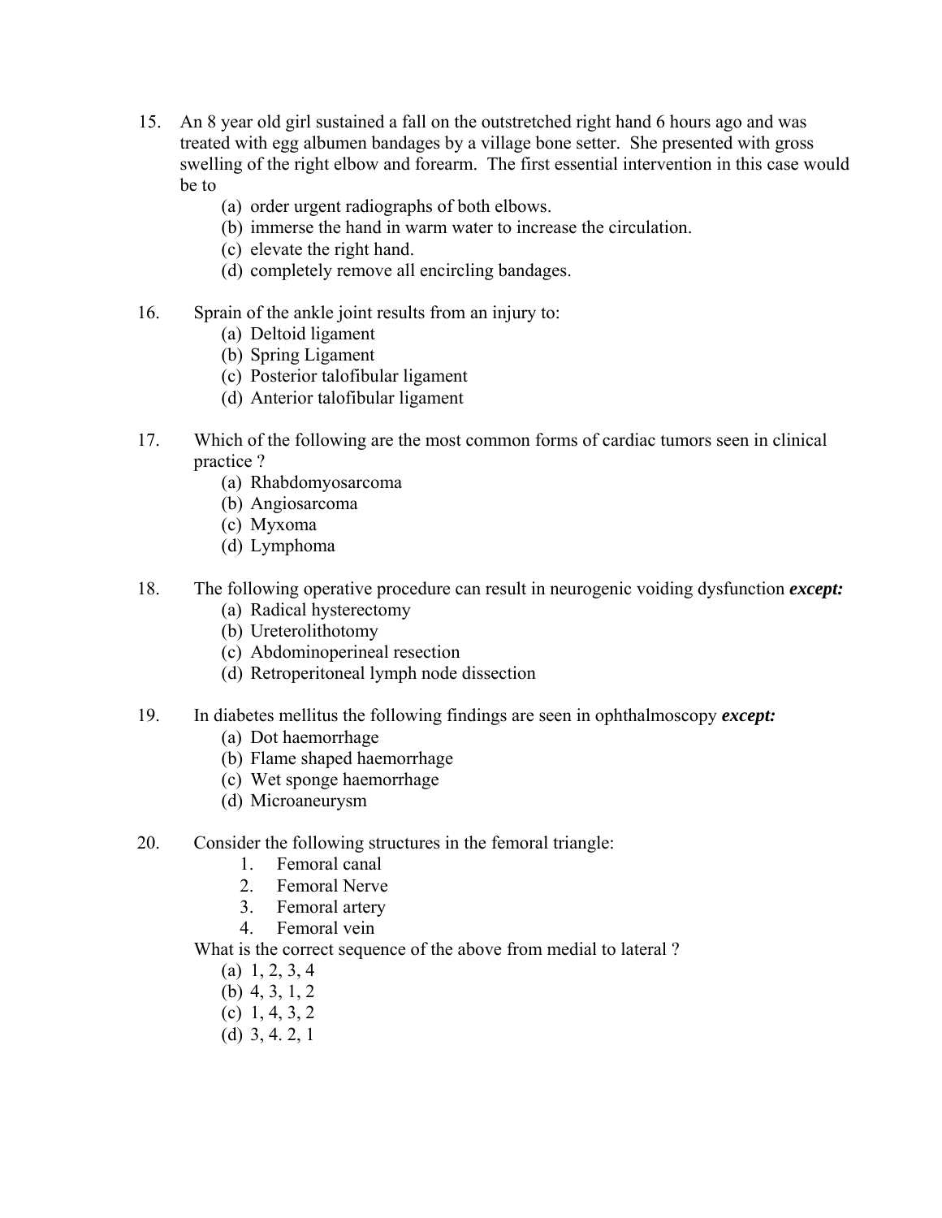15. An 8 year old girl sustained a fall on the outstretched right hand 6 hours ago and was treated with egg albumen bandages by a village bone setter. She presented with gross swelling of the right elbow and forearm. The first essential intervention in this case would be to
    (a) order urgent radiographs of both elbows.
    (b) immerse the hand in warm water to increase the circulation.
    (c) elevate the right hand.
    (d) completely remove all encircling bandages.

16. Sprain of the ankle joint results from an injury to:
    (a) Deltoid ligament
    (b) Spring Ligament
    (c) Posterior talofibular ligament
    (d) Anterior talofibular ligament

17. Which of the following are the most common forms of cardiac tumors seen in clinical practice ?
    (a) Rhabdomyosarcoma
    (b) Angiosarcoma
    (c) Myxoma
    (d) Lymphoma

18. The following operative procedure can result in neurogenic voiding dysfunction ***except:***
    (a) Radical hysterectomy
    (b) Ureterolithotomy
    (c) Abdominoperineal resection
    (d) Retroperitoneal lymph node dissection

19. In diabetes mellitus the following findings are seen in ophthalmoscopy ***except:***
    (a) Dot haemorrhage
    (b) Flame shaped haemorrhage
    (c) Wet sponge haemorrhage
    (d) Microaneurysm

20. Consider the following structures in the femoral triangle:
    1. Femoral canal
    2. Femoral Nerve
    3. Femoral artery
    4. Femoral vein

    What is the correct sequence of the above from medial to lateral ?
    (a) 1, 2, 3, 4
    (b) 4, 3, 1, 2
    (c) 1, 4, 3, 2
    (d) 3, 4. 2, 1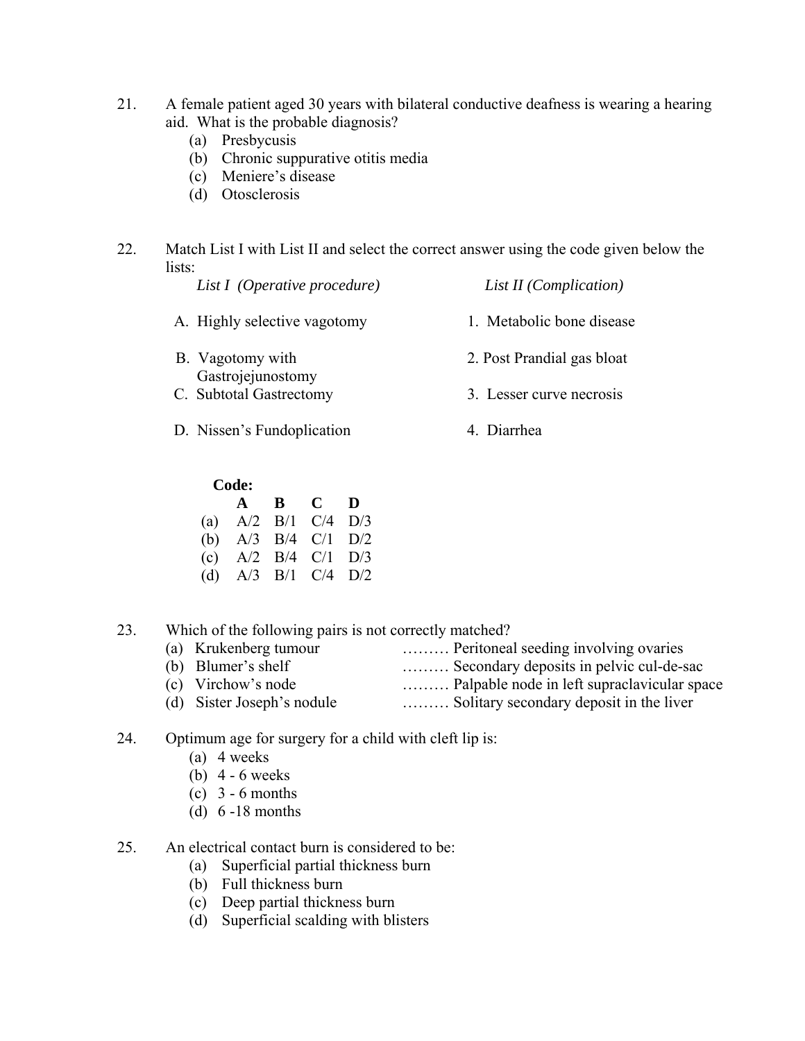21. A female patient aged 30 years with bilateral conductive deafness is wearing a hearing aid. What is the probable diagnosis?
    (a) Presbycusis
    (b) Chronic suppurative otitis media
    (c) Meniere's disease
    (d) Otosclerosis

22. Match List I with List II and select the correct answer using the code given below the lists:

| *List I (Operative procedure)* | *List II (Complication)* |
|---|---|
| A. Highly selective vagotomy | 1. Metabolic bone disease |
| B. Vagotomy with Gastrojejunostomy | 2. Post Prandial gas bloat |
| C. Subtotal Gastrectomy | 3. Lesser curve necrosis |
| D. Nissen's Fundoplication | 4. Diarrhea |

**Code:**

| | A | B | C | D |
|---|---|---|---|---|
| (a) | A/2 | B/1 | C/4 | D/3 |
| (b) | A/3 | B/4 | C/1 | D/2 |
| (c) | A/2 | B/4 | C/1 | D/3 |
| (d) | A/3 | B/1 | C/4 | D/2 |

23. Which of the following pairs is not correctly matched?
    (a) Krukenberg tumour ……… Peritoneal seeding involving ovaries
    (b) Blumer's shelf ……… Secondary deposits in pelvic cul-de-sac
    (c) Virchow's node ……… Palpable node in left supraclavicular space
    (d) Sister Joseph's nodule ……… Solitary secondary deposit in the liver

24. Optimum age for surgery for a child with cleft lip is:
    (a) 4 weeks
    (b) 4 - 6 weeks
    (c) 3 - 6 months
    (d) 6 -18 months

25. An electrical contact burn is considered to be:
    (a) Superficial partial thickness burn
    (b) Full thickness burn
    (c) Deep partial thickness burn
    (d) Superficial scalding with blisters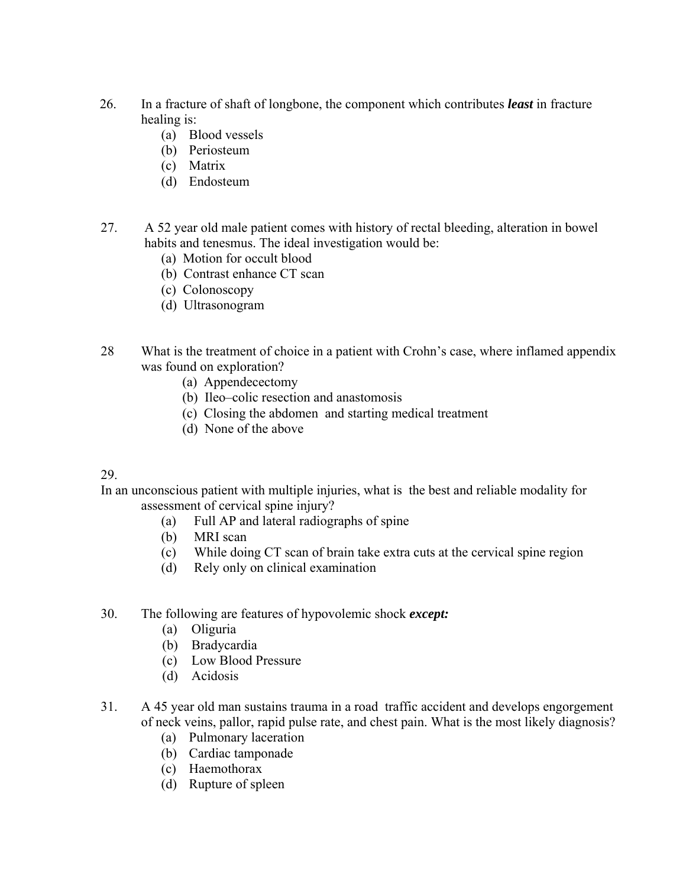26. In a fracture of shaft of longbone, the component which contributes ***least*** in fracture healing is:
    (a) Blood vessels
    (b) Periosteum
    (c) Matrix
    (d) Endosteum

27. A 52 year old male patient comes with history of rectal bleeding, alteration in bowel habits and tenesmus. The ideal investigation would be:
    (a) Motion for occult blood
    (b) Contrast enhance CT scan
    (c) Colonoscopy
    (d) Ultrasonogram

28 What is the treatment of choice in a patient with Crohn's case, where inflamed appendix was found on exploration?
    (a) Appendecectomy
    (b) Ileo–colic resection and anastomosis
    (c) Closing the abdomen and starting medical treatment
    (d) None of the above

29.
In an unconscious patient with multiple injuries, what is the best and reliable modality for assessment of cervical spine injury?
    (a) Full AP and lateral radiographs of spine
    (b) MRI scan
    (c) While doing CT scan of brain take extra cuts at the cervical spine region
    (d) Rely only on clinical examination

30. The following are features of hypovolemic shock ***except:***
    (a) Oliguria
    (b) Bradycardia
    (c) Low Blood Pressure
    (d) Acidosis

31. A 45 year old man sustains trauma in a road traffic accident and develops engorgement of neck veins, pallor, rapid pulse rate, and chest pain. What is the most likely diagnosis?
    (a) Pulmonary laceration
    (b) Cardiac tamponade
    (c) Haemothorax
    (d) Rupture of spleen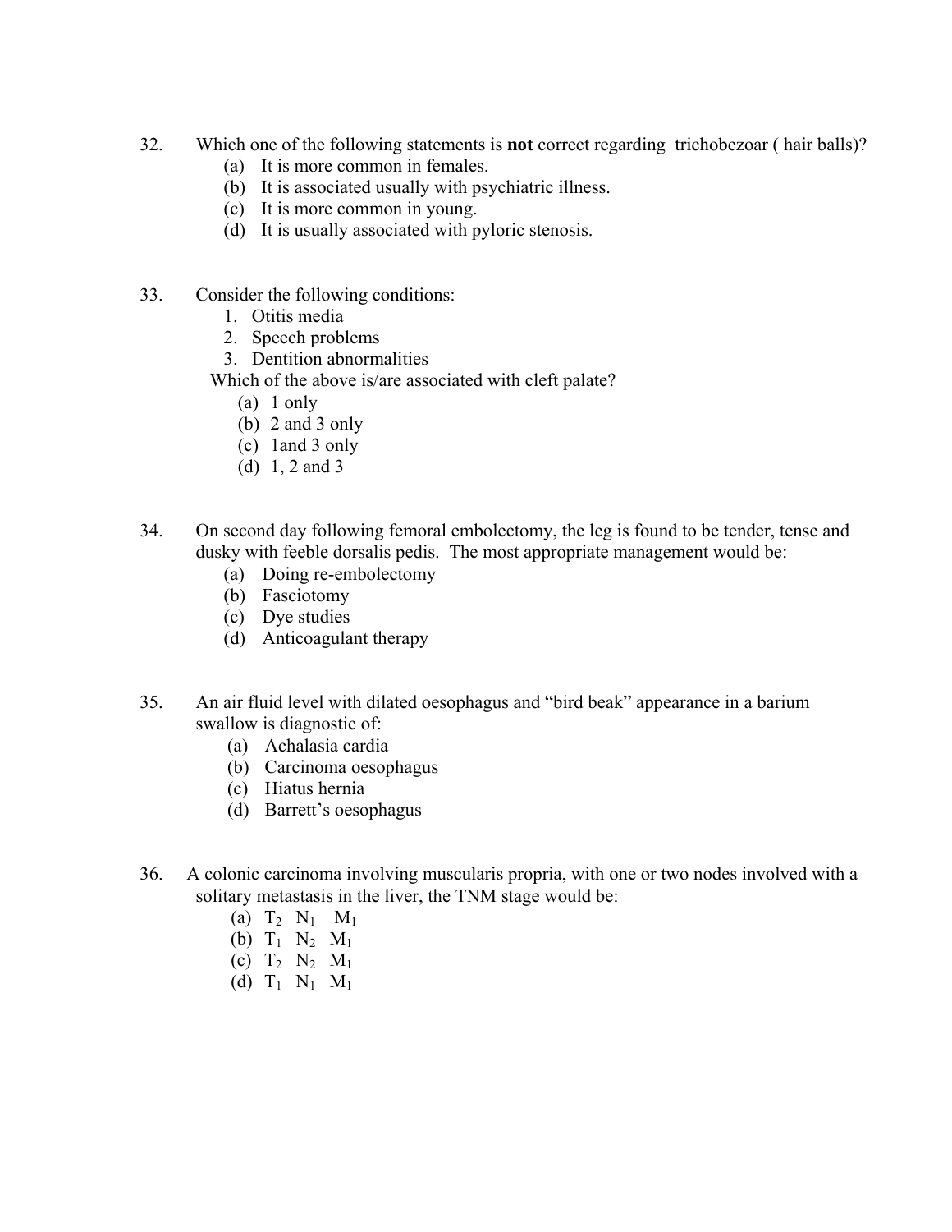32. Which one of the following statements is **not** correct regarding trichobezoar ( hair balls)?
    - (a) It is more common in females.
    - (b) It is associated usually with psychiatric illness.
    - (c) It is more common in young.
    - (d) It is usually associated with pyloric stenosis.

33. Consider the following conditions:
    1. Otitis media
    2. Speech problems
    3. Dentition abnormalities

    Which of the above is/are associated with cleft palate?
    - (a) 1 only
    - (b) 2 and 3 only
    - (c) 1and 3 only
    - (d) 1, 2 and 3

34. On second day following femoral embolectomy, the leg is found to be tender, tense and dusky with feeble dorsalis pedis. The most appropriate management would be:
    - (a) Doing re-embolectomy
    - (b) Fasciotomy
    - (c) Dye studies
    - (d) Anticoagulant therapy

35. An air fluid level with dilated oesophagus and "bird beak" appearance in a barium swallow is diagnostic of:
    - (a) Achalasia cardia
    - (b) Carcinoma oesophagus
    - (c) Hiatus hernia
    - (d) Barrett's oesophagus

36. A colonic carcinoma involving muscularis propria, with one or two nodes involved with a solitary metastasis in the liver, the TNM stage would be:
    - (a) $T_2$ $N_1$ $M_1$
    - (b) $T_1$ $N_2$ $M_1$
    - (c) $T_2$ $N_2$ $M_1$
    - (d) $T_1$ $N_1$ $M_1$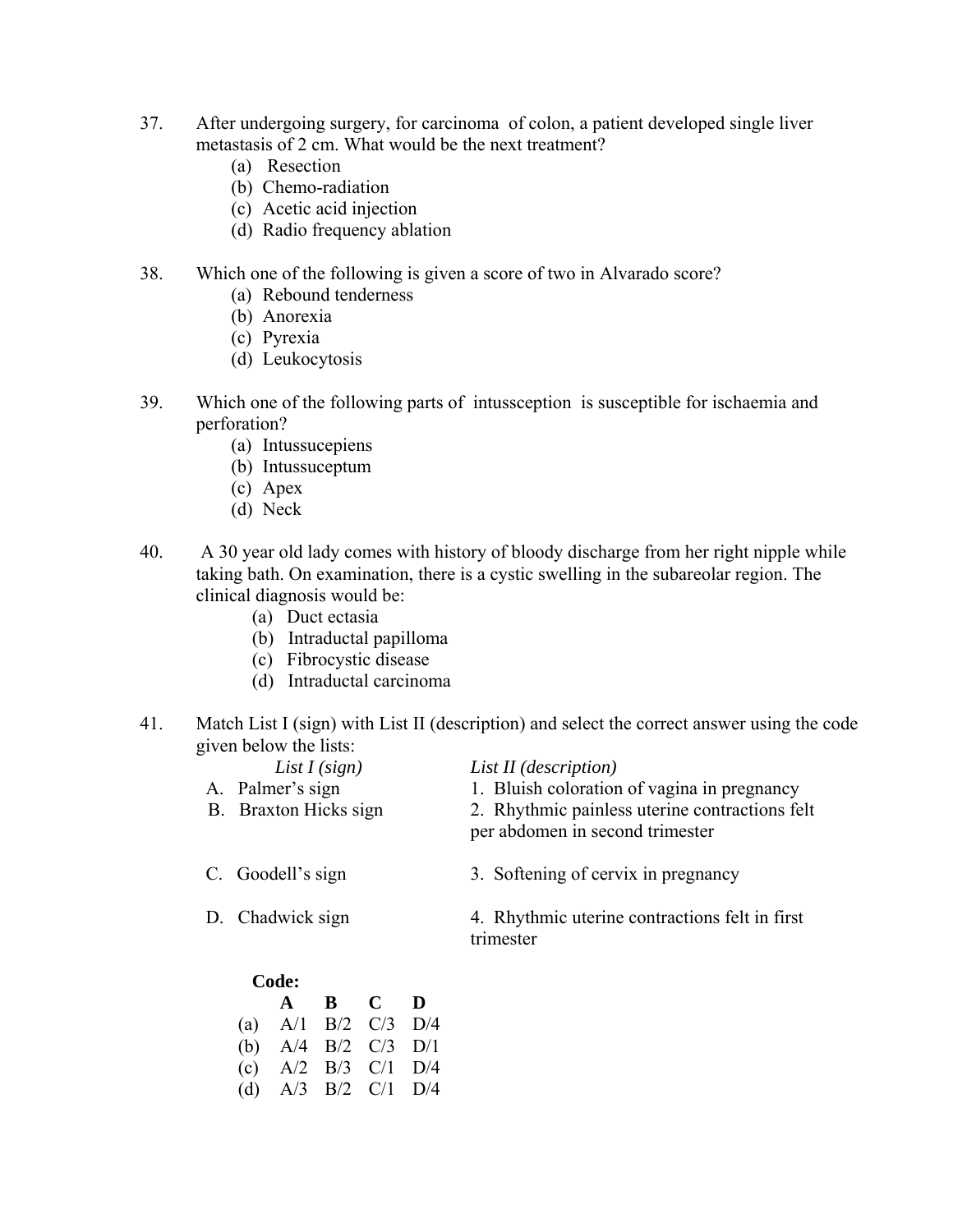37. After undergoing surgery, for carcinoma of colon, a patient developed single liver metastasis of 2 cm. What would be the next treatment?

  (a) Resection
  (b) Chemo-radiation
  (c) Acetic acid injection
  (d) Radio frequency ablation

38. Which one of the following is given a score of two in Alvarado score?

  (a) Rebound tenderness
  (b) Anorexia
  (c) Pyrexia
  (d) Leukocytosis

39. Which one of the following parts of intussception is susceptible for ischaemia and perforation?

  (a) Intussucepiens
  (b) Intussuceptum
  (c) Apex
  (d) Neck

40. A 30 year old lady comes with history of bloody discharge from her right nipple while taking bath. On examination, there is a cystic swelling in the subareolar region. The clinical diagnosis would be:

  (a) Duct ectasia
  (b) Intraductal papilloma
  (c) Fibrocystic disease
  (d) Intraductal carcinoma

41. Match List I (sign) with List II (description) and select the correct answer using the code given below the lists:

| *List I (sign)* | *List II (description)* |
|---|---|
| A. Palmer's sign | 1. Bluish coloration of vagina in pregnancy |
| B. Braxton Hicks sign | 2. Rhythmic painless uterine contractions felt per abdomen in second trimester |
| C. Goodell's sign | 3. Softening of cervix in pregnancy |
| D. Chadwick sign | 4. Rhythmic uterine contractions felt in first trimester |

**Code:**

| | **A** | **B** | **C** | **D** |
|---|---|---|---|---|
| (a) | A/1 | B/2 | C/3 | D/4 |
| (b) | A/4 | B/2 | C/3 | D/1 |
| (c) | A/2 | B/3 | C/1 | D/4 |
| (d) | A/3 | B/2 | C/1 | D/4 |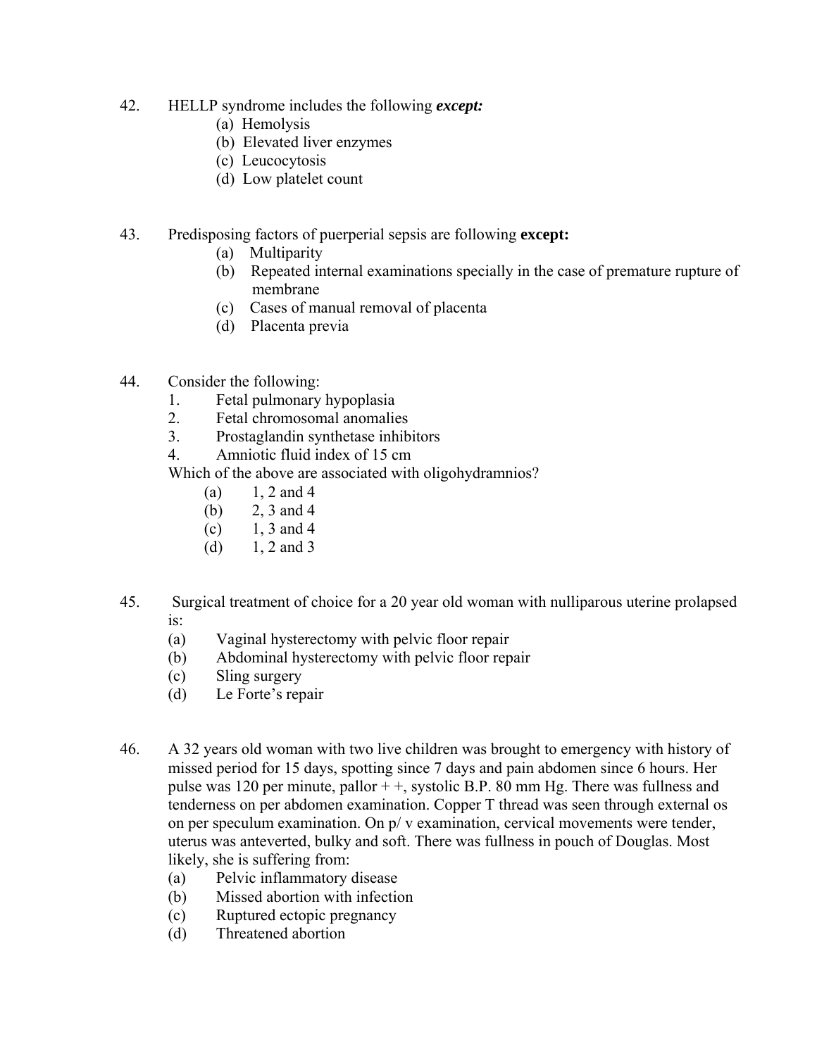42. HELLP syndrome includes the following ***except:***

    (a) Hemolysis
    (b) Elevated liver enzymes
    (c) Leucocytosis
    (d) Low platelet count

43. Predisposing factors of puerperial sepsis are following **except:**

    (a) Multiparity
    (b) Repeated internal examinations specially in the case of premature rupture of membrane
    (c) Cases of manual removal of placenta
    (d) Placenta previa

44. Consider the following:

    1. Fetal pulmonary hypoplasia
    2. Fetal chromosomal anomalies
    3. Prostaglandin synthetase inhibitors
    4. Amniotic fluid index of 15 cm

    Which of the above are associated with oligohydramnios?

    (a) 1, 2 and 4
    (b) 2, 3 and 4
    (c) 1, 3 and 4
    (d) 1, 2 and 3

45. Surgical treatment of choice for a 20 year old woman with nulliparous uterine prolapsed is:

    (a) Vaginal hysterectomy with pelvic floor repair
    (b) Abdominal hysterectomy with pelvic floor repair
    (c) Sling surgery
    (d) Le Forte's repair

46. A 32 years old woman with two live children was brought to emergency with history of missed period for 15 days, spotting since 7 days and pain abdomen since 6 hours. Her pulse was 120 per minute, pallor + +, systolic B.P. 80 mm Hg. There was fullness and tenderness on per abdomen examination. Copper T thread was seen through external os on per speculum examination. On p/ v examination, cervical movements were tender, uterus was anteverted, bulky and soft. There was fullness in pouch of Douglas. Most likely, she is suffering from:

    (a) Pelvic inflammatory disease
    (b) Missed abortion with infection
    (c) Ruptured ectopic pregnancy
    (d) Threatened abortion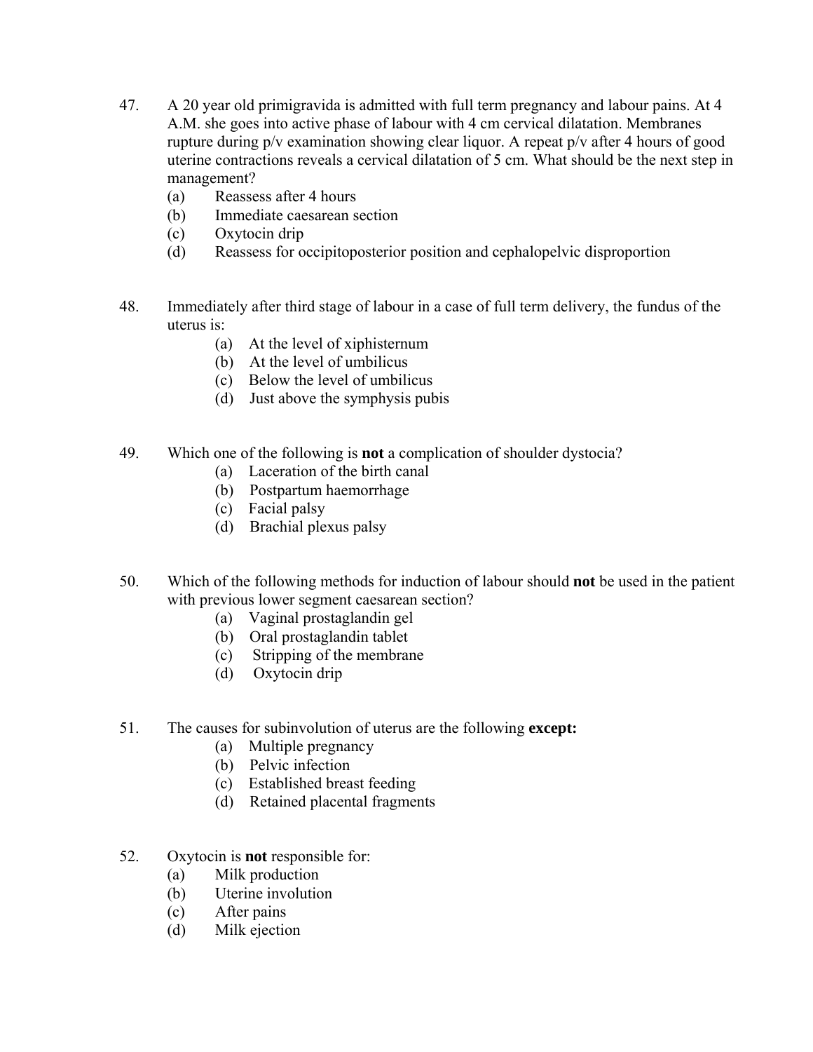47. A 20 year old primigravida is admitted with full term pregnancy and labour pains. At 4 A.M. she goes into active phase of labour with 4 cm cervical dilatation. Membranes rupture during p/v examination showing clear liquor. A repeat p/v after 4 hours of good uterine contractions reveals a cervical dilatation of 5 cm. What should be the next step in management?
   - (a) Reassess after 4 hours
   - (b) Immediate caesarean section
   - (c) Oxytocin drip
   - (d) Reassess for occipitoposterior position and cephalopelvic disproportion

48. Immediately after third stage of labour in a case of full term delivery, the fundus of the uterus is:
   - (a) At the level of xiphisternum
   - (b) At the level of umbilicus
   - (c) Below the level of umbilicus
   - (d) Just above the symphysis pubis

49. Which one of the following is **not** a complication of shoulder dystocia?
   - (a) Laceration of the birth canal
   - (b) Postpartum haemorrhage
   - (c) Facial palsy
   - (d) Brachial plexus palsy

50. Which of the following methods for induction of labour should **not** be used in the patient with previous lower segment caesarean section?
   - (a) Vaginal prostaglandin gel
   - (b) Oral prostaglandin tablet
   - (c) Stripping of the membrane
   - (d) Oxytocin drip

51. The causes for subinvolution of uterus are the following **except:**
   - (a) Multiple pregnancy
   - (b) Pelvic infection
   - (c) Established breast feeding
   - (d) Retained placental fragments

52. Oxytocin is **not** responsible for:
   - (a) Milk production
   - (b) Uterine involution
   - (c) After pains
   - (d) Milk ejection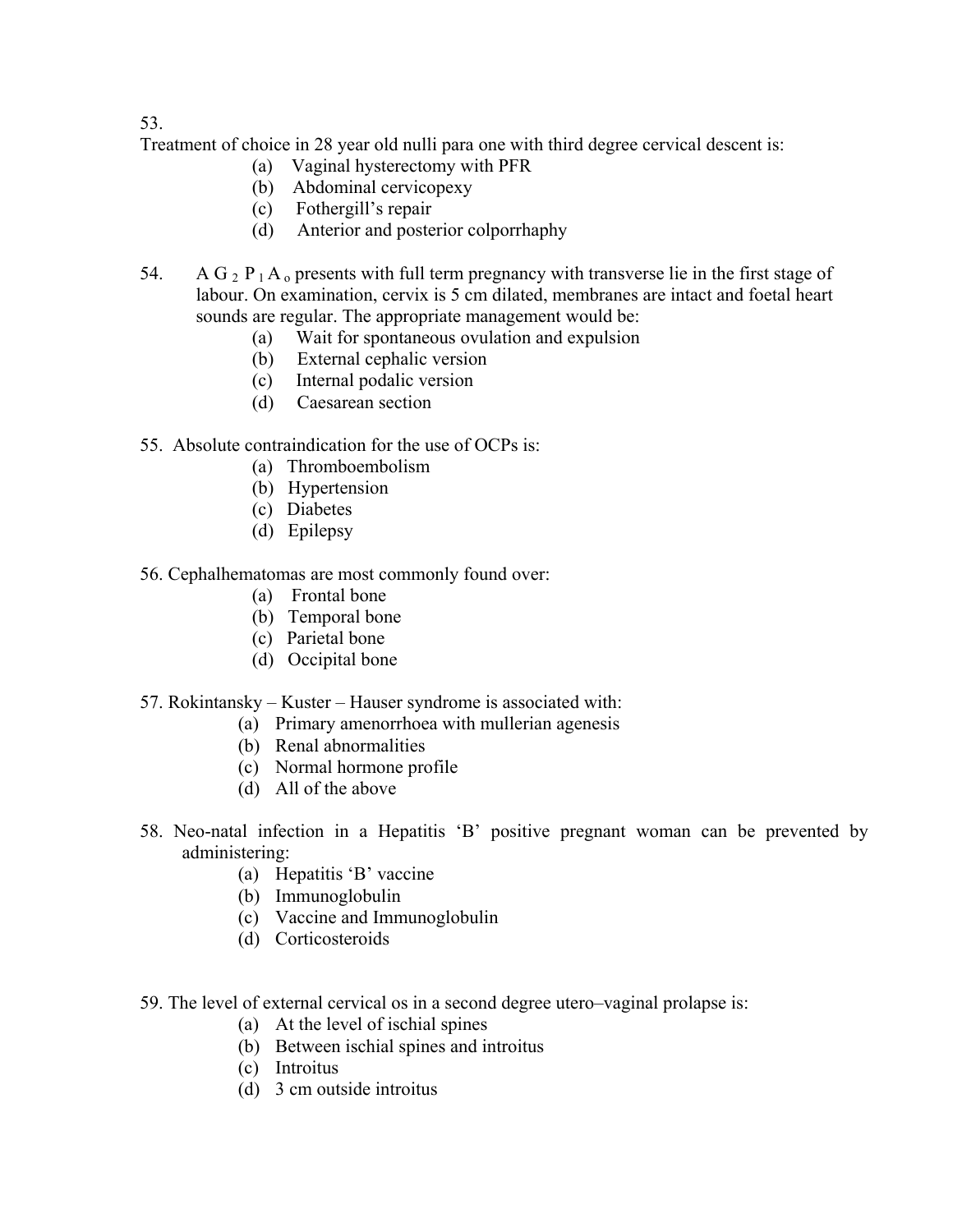53.
Treatment of choice in 28 year old nulli para one with third degree cervical descent is:

(a) Vaginal hysterectomy with PFR
(b) Abdominal cervicopexy
(c) Fothergill's repair
(d) Anterior and posterior colporrhaphy

54. A $G_2 P_1 A_o$ presents with full term pregnancy with transverse lie in the first stage of labour. On examination, cervix is 5 cm dilated, membranes are intact and foetal heart sounds are regular. The appropriate management would be:

(a) Wait for spontaneous ovulation and expulsion
(b) External cephalic version
(c) Internal podalic version
(d) Caesarean section

55. Absolute contraindication for the use of OCPs is:

(a) Thromboembolism
(b) Hypertension
(c) Diabetes
(d) Epilepsy

56. Cephalhematomas are most commonly found over:

(a) Frontal bone
(b) Temporal bone
(c) Parietal bone
(d) Occipital bone

57. Rokintansky – Kuster – Hauser syndrome is associated with:

(a) Primary amenorrhoea with mullerian agenesis
(b) Renal abnormalities
(c) Normal hormone profile
(d) All of the above

58. Neo-natal infection in a Hepatitis 'B' positive pregnant woman can be prevented by administering:

(a) Hepatitis 'B' vaccine
(b) Immunoglobulin
(c) Vaccine and Immunoglobulin
(d) Corticosteroids

59. The level of external cervical os in a second degree utero–vaginal prolapse is:

(a) At the level of ischial spines
(b) Between ischial spines and introitus
(c) Introitus
(d) 3 cm outside introitus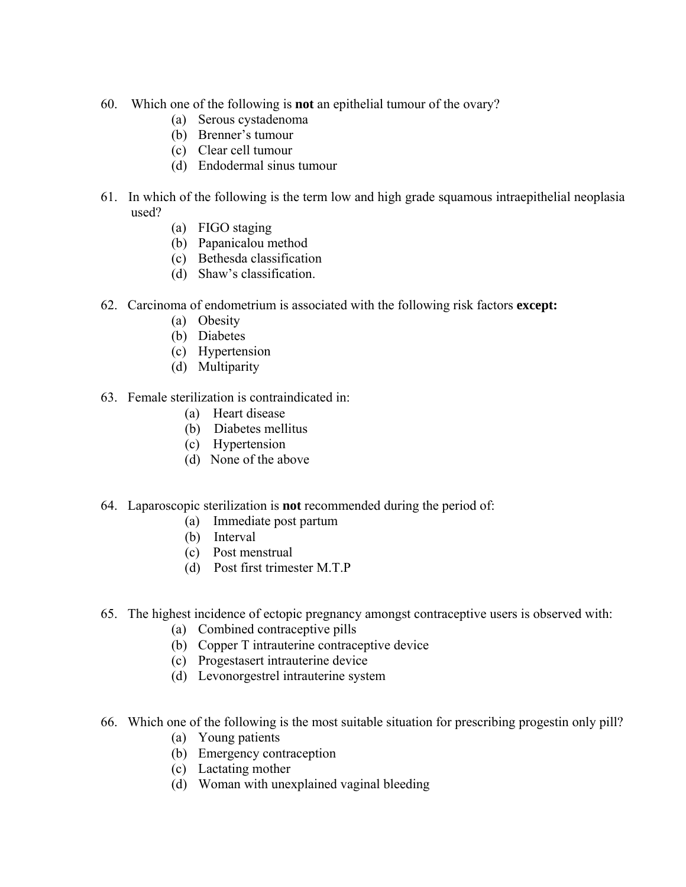60. Which one of the following is **not** an epithelial tumour of the ovary?
    (a) Serous cystadenoma
    (b) Brenner's tumour
    (c) Clear cell tumour
    (d) Endodermal sinus tumour

61. In which of the following is the term low and high grade squamous intraepithelial neoplasia used?
    (a) FIGO staging
    (b) Papanicalou method
    (c) Bethesda classification
    (d) Shaw's classification.

62. Carcinoma of endometrium is associated with the following risk factors **except:**
    (a) Obesity
    (b) Diabetes
    (c) Hypertension
    (d) Multiparity

63. Female sterilization is contraindicated in:
    (a) Heart disease
    (b) Diabetes mellitus
    (c) Hypertension
    (d) None of the above

64. Laparoscopic sterilization is **not** recommended during the period of:
    (a) Immediate post partum
    (b) Interval
    (c) Post menstrual
    (d) Post first trimester M.T.P

65. The highest incidence of ectopic pregnancy amongst contraceptive users is observed with:
    (a) Combined contraceptive pills
    (b) Copper T intrauterine contraceptive device
    (c) Progestasert intrauterine device
    (d) Levonorgestrel intrauterine system

66. Which one of the following is the most suitable situation for prescribing progestin only pill?
    (a) Young patients
    (b) Emergency contraception
    (c) Lactating mother
    (d) Woman with unexplained vaginal bleeding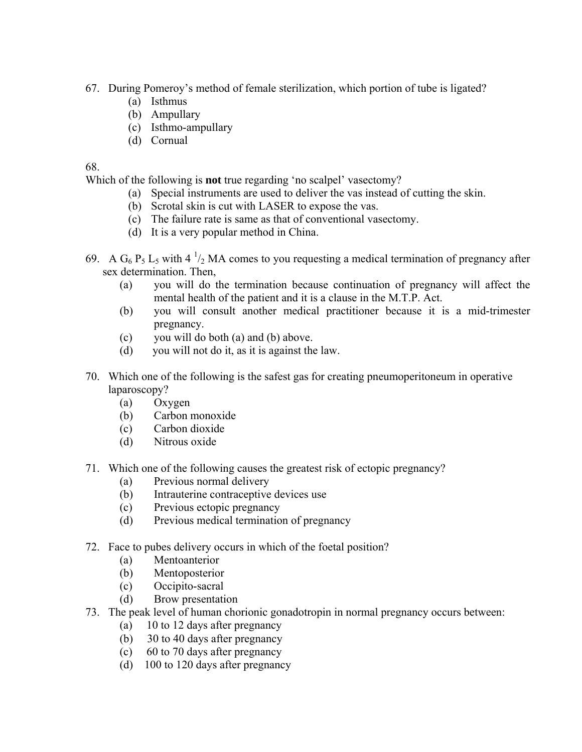67. During Pomeroy's method of female sterilization, which portion of tube is ligated?
    - (a) Isthmus
    - (b) Ampullary
    - (c) Isthmo-ampullary
    - (d) Cornual

68.

Which of the following is **not** true regarding 'no scalpel' vasectomy?
- (a) Special instruments are used to deliver the vas instead of cutting the skin.
- (b) Scrotal skin is cut with LASER to expose the vas.
- (c) The failure rate is same as that of conventional vasectomy.
- (d) It is a very popular method in China.

69. A $G_6$ $P_5$ $L_5$ with 4 $^1/_2$ MA comes to you requesting a medical termination of pregnancy after sex determination. Then,
    - (a) you will do the termination because continuation of pregnancy will affect the mental health of the patient and it is a clause in the M.T.P. Act.
    - (b) you will consult another medical practitioner because it is a mid-trimester pregnancy.
    - (c) you will do both (a) and (b) above.
    - (d) you will not do it, as it is against the law.

70. Which one of the following is the safest gas for creating pneumoperitoneum in operative laparoscopy?
    - (a) Oxygen
    - (b) Carbon monoxide
    - (c) Carbon dioxide
    - (d) Nitrous oxide

71. Which one of the following causes the greatest risk of ectopic pregnancy?
    - (a) Previous normal delivery
    - (b) Intrauterine contraceptive devices use
    - (c) Previous ectopic pregnancy
    - (d) Previous medical termination of pregnancy

72. Face to pubes delivery occurs in which of the foetal position?
    - (a) Mentoanterior
    - (b) Mentoposterior
    - (c) Occipito-sacral
    - (d) Brow presentation

73. The peak level of human chorionic gonadotropin in normal pregnancy occurs between:
    - (a) 10 to 12 days after pregnancy
    - (b) 30 to 40 days after pregnancy
    - (c) 60 to 70 days after pregnancy
    - (d) 100 to 120 days after pregnancy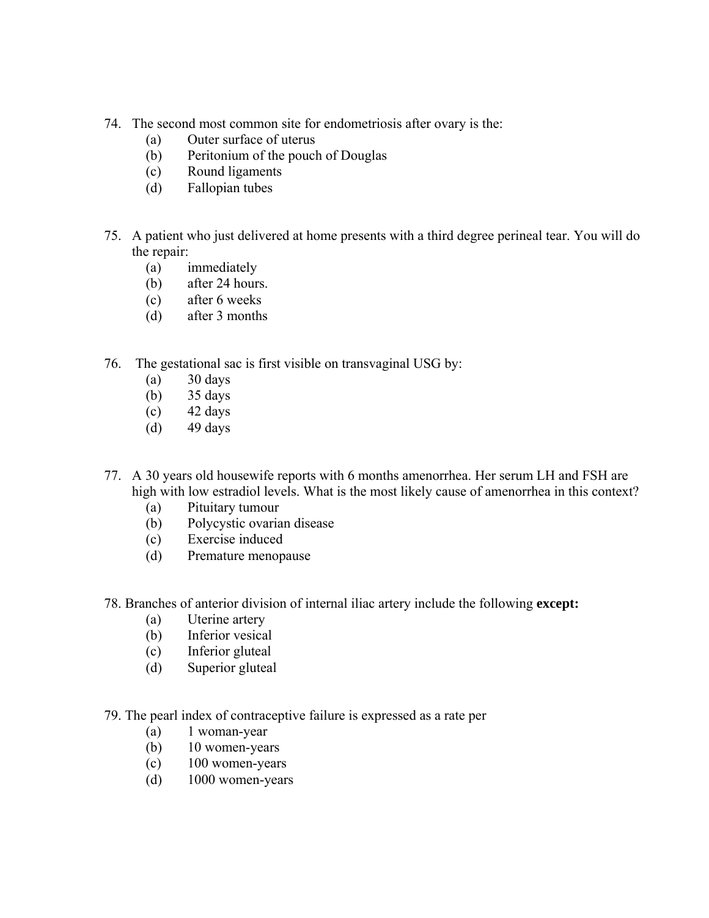74. The second most common site for endometriosis after ovary is the:
    - (a) Outer surface of uterus
    - (b) Peritonium of the pouch of Douglas
    - (c) Round ligaments
    - (d) Fallopian tubes

75. A patient who just delivered at home presents with a third degree perineal tear. You will do the repair:
    - (a) immediately
    - (b) after 24 hours.
    - (c) after 6 weeks
    - (d) after 3 months

76. The gestational sac is first visible on transvaginal USG by:
    - (a) 30 days
    - (b) 35 days
    - (c) 42 days
    - (d) 49 days

77. A 30 years old housewife reports with 6 months amenorrhea. Her serum LH and FSH are high with low estradiol levels. What is the most likely cause of amenorrhea in this context?
    - (a) Pituitary tumour
    - (b) Polycystic ovarian disease
    - (c) Exercise induced
    - (d) Premature menopause

78. Branches of anterior division of internal iliac artery include the following **except:**
    - (a) Uterine artery
    - (b) Inferior vesical
    - (c) Inferior gluteal
    - (d) Superior gluteal

79. The pearl index of contraceptive failure is expressed as a rate per
    - (a) 1 woman-year
    - (b) 10 women-years
    - (c) 100 women-years
    - (d) 1000 women-years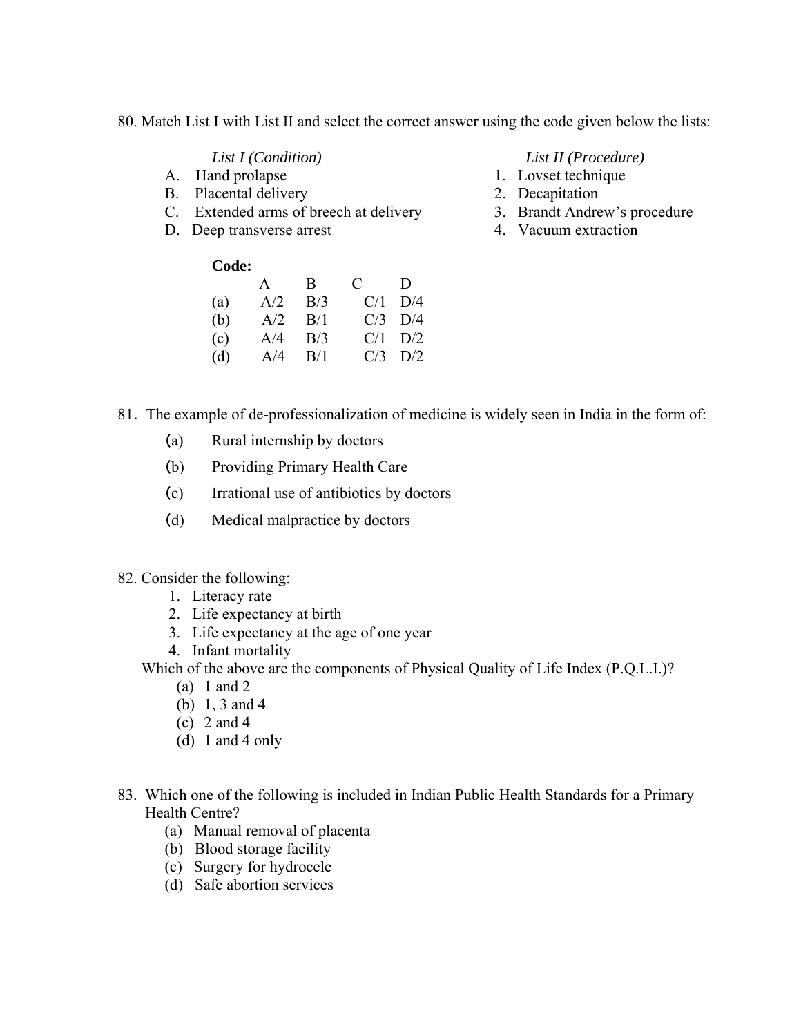80. Match List I with List II and select the correct answer using the code given below the lists:

| *List I (Condition)* | *List II (Procedure)* |
|---|---|
| A. Hand prolapse | 1. Lovset technique |
| B. Placental delivery | 2. Decapitation |
| C. Extended arms of breech at delivery | 3. Brandt Andrew's procedure |
| D. Deep transverse arrest | 4. Vacuum extraction |

**Code:**

| | A | B | C | D |
|---|---|---|---|---|
| (a) | A/2 | B/3 | C/1 | D/4 |
| (b) | A/2 | B/1 | C/3 | D/4 |
| (c) | A/4 | B/3 | C/1 | D/2 |
| (d) | A/4 | B/1 | C/3 | D/2 |

81. The example of de-professionalization of medicine is widely seen in India in the form of:

(a) Rural internship by doctors

(b) Providing Primary Health Care

(c) Irrational use of antibiotics by doctors

(d) Medical malpractice by doctors

82. Consider the following:

1. Literacy rate
2. Life expectancy at birth
3. Life expectancy at the age of one year
4. Infant mortality

Which of the above are the components of Physical Quality of Life Index (P.Q.L.I.)?

(a) 1 and 2
(b) 1, 3 and 4
(c) 2 and 4
(d) 1 and 4 only

83. Which one of the following is included in Indian Public Health Standards for a Primary Health Centre?

(a) Manual removal of placenta
(b) Blood storage facility
(c) Surgery for hydrocele
(d) Safe abortion services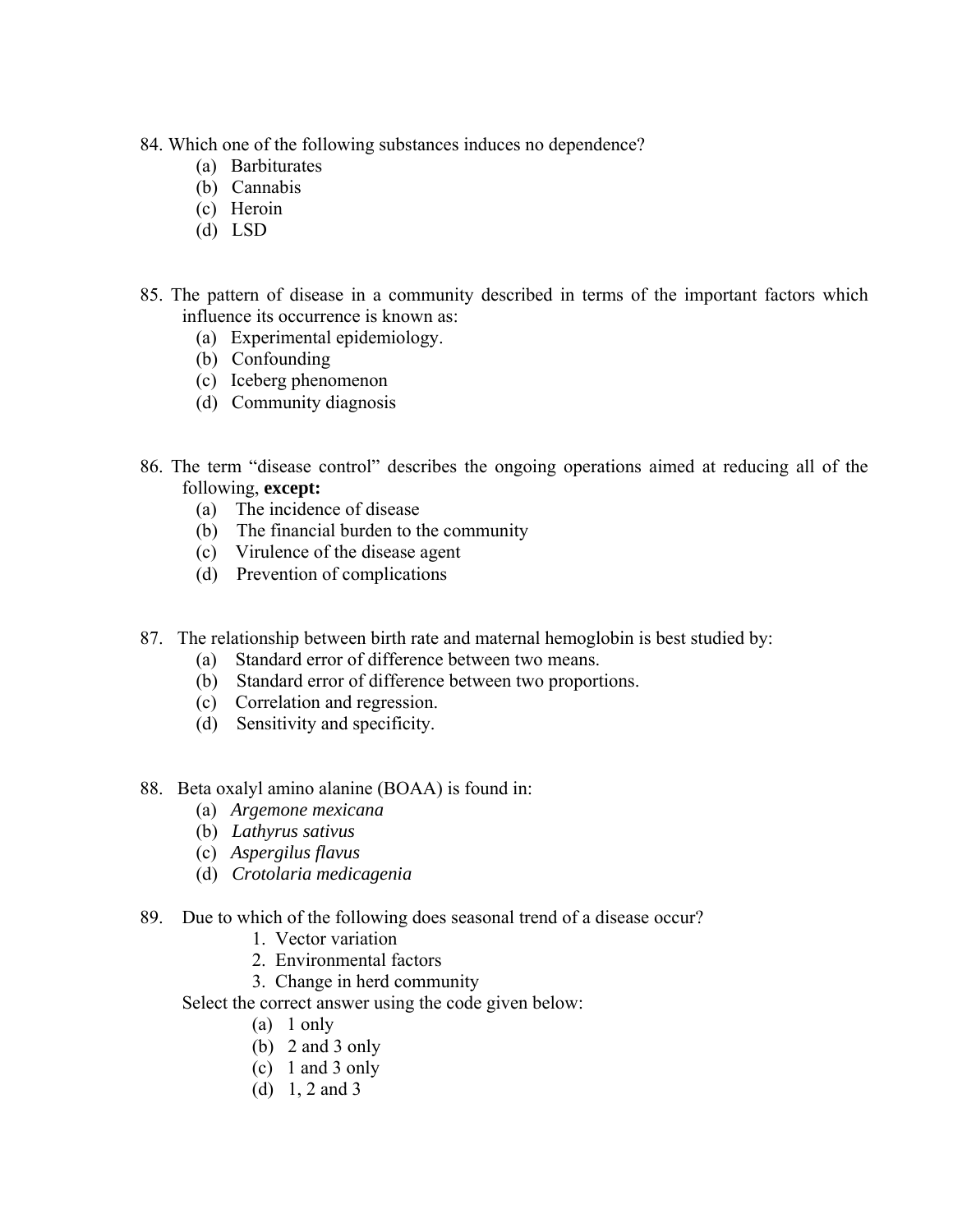84. Which one of the following substances induces no dependence?
   (a) Barbiturates
   (b) Cannabis
   (c) Heroin
   (d) LSD

85. The pattern of disease in a community described in terms of the important factors which influence its occurrence is known as:
   (a) Experimental epidemiology.
   (b) Confounding
   (c) Iceberg phenomenon
   (d) Community diagnosis

86. The term "disease control" describes the ongoing operations aimed at reducing all of the following, **except:**
   (a) The incidence of disease
   (b) The financial burden to the community
   (c) Virulence of the disease agent
   (d) Prevention of complications

87. The relationship between birth rate and maternal hemoglobin is best studied by:
   (a) Standard error of difference between two means.
   (b) Standard error of difference between two proportions.
   (c) Correlation and regression.
   (d) Sensitivity and specificity.

88. Beta oxalyl amino alanine (BOAA) is found in:
   (a) *Argemone mexicana*
   (b) *Lathyrus sativus*
   (c) *Aspergilus flavus*
   (d) *Crotolaria medicagenia*

89. Due to which of the following does seasonal trend of a disease occur?
   1. Vector variation
   2. Environmental factors
   3. Change in herd community

   Select the correct answer using the code given below:
   (a) 1 only
   (b) 2 and 3 only
   (c) 1 and 3 only
   (d) 1, 2 and 3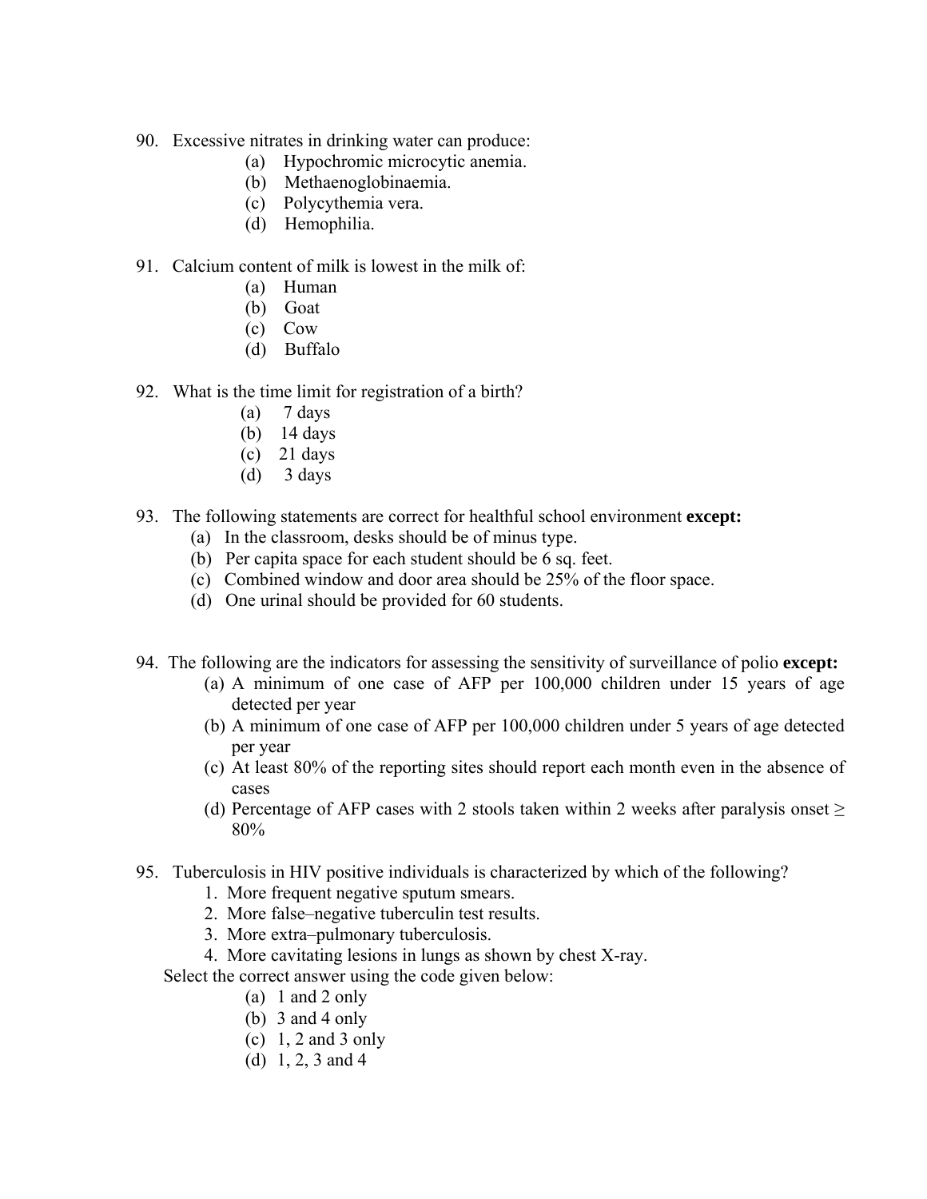90. Excessive nitrates in drinking water can produce:
    - (a) Hypochromic microcytic anemia.
    - (b) Methaenoglobinaemia.
    - (c) Polycythemia vera.
    - (d) Hemophilia.

91. Calcium content of milk is lowest in the milk of:
    - (a) Human
    - (b) Goat
    - (c) Cow
    - (d) Buffalo

92. What is the time limit for registration of a birth?
    - (a) 7 days
    - (b) 14 days
    - (c) 21 days
    - (d) 3 days

93. The following statements are correct for healthful school environment **except:**
    - (a) In the classroom, desks should be of minus type.
    - (b) Per capita space for each student should be 6 sq. feet.
    - (c) Combined window and door area should be 25% of the floor space.
    - (d) One urinal should be provided for 60 students.

94. The following are the indicators for assessing the sensitivity of surveillance of polio **except:**
    - (a) A minimum of one case of AFP per 100,000 children under 15 years of age detected per year
    - (b) A minimum of one case of AFP per 100,000 children under 5 years of age detected per year
    - (c) At least 80% of the reporting sites should report each month even in the absence of cases
    - (d) Percentage of AFP cases with 2 stools taken within 2 weeks after paralysis onset ≥ 80%

95. Tuberculosis in HIV positive individuals is characterized by which of the following?
    1. More frequent negative sputum smears.
    2. More false–negative tuberculin test results.
    3. More extra–pulmonary tuberculosis.
    4. More cavitating lesions in lungs as shown by chest X-ray.

    Select the correct answer using the code given below:
    - (a) 1 and 2 only
    - (b) 3 and 4 only
    - (c) 1, 2 and 3 only
    - (d) 1, 2, 3 and 4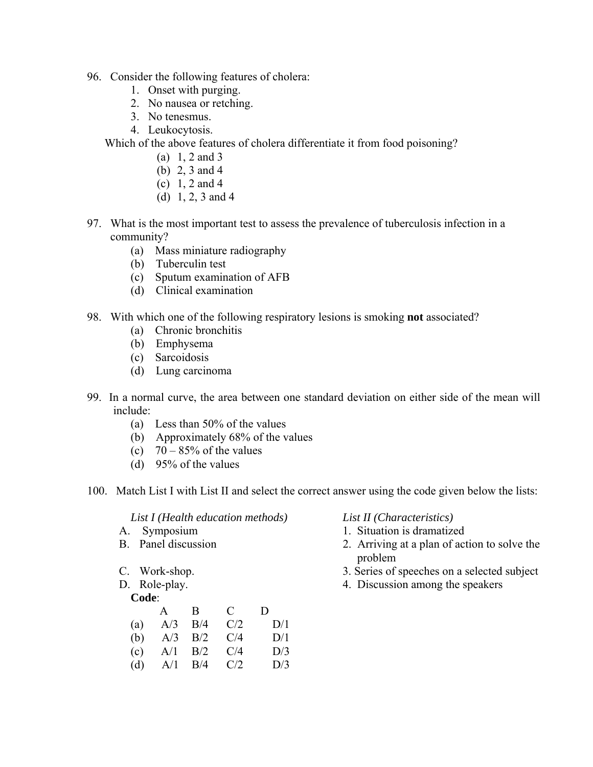96. Consider the following features of cholera:

1. Onset with purging.
2. No nausea or retching.
3. No tenesmus.
4. Leukocytosis.

Which of the above features of cholera differentiate it from food poisoning?

(a) 1, 2 and 3
(b) 2, 3 and 4
(c) 1, 2 and 4
(d) 1, 2, 3 and 4

97. What is the most important test to assess the prevalence of tuberculosis infection in a community?

(a) Mass miniature radiography
(b) Tuberculin test
(c) Sputum examination of AFB
(d) Clinical examination

98. With which one of the following respiratory lesions is smoking **not** associated?

(a) Chronic bronchitis
(b) Emphysema
(c) Sarcoidosis
(d) Lung carcinoma

99. In a normal curve, the area between one standard deviation on either side of the mean will include:

(a) Less than 50% of the values
(b) Approximately 68% of the values
(c) 70 – 85% of the values
(d) 95% of the values

100. Match List I with List II and select the correct answer using the code given below the lists:

*List I (Health education methods)*

A. Symposium
B. Panel discussion
C. Work-shop.
D. Role-play.

*List II (Characteristics)*

1. Situation is dramatized
2. Arriving at a plan of action to solve the problem
3. Series of speeches on a selected subject
4. Discussion among the speakers

**Code**:

| | A | B | C | D |
|---|---|---|---|---|
| (a) | A/3 | B/4 | C/2 | D/1 |
| (b) | A/3 | B/2 | C/4 | D/1 |
| (c) | A/1 | B/2 | C/4 | D/3 |
| (d) | A/1 | B/4 | C/2 | D/3 |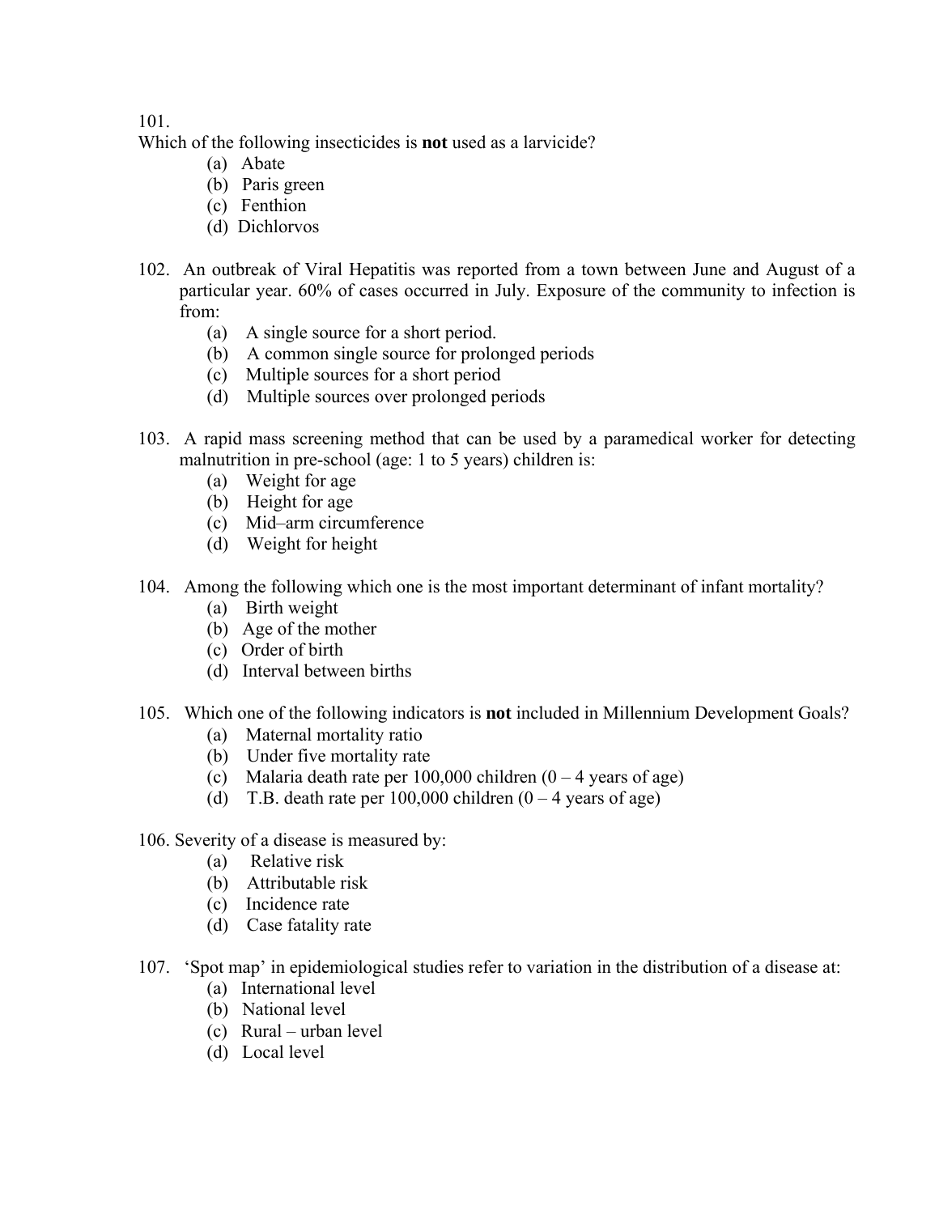101.
Which of the following insecticides is **not** used as a larvicide?

(a) Abate
(b) Paris green
(c) Fenthion
(d) Dichlorvos

102. An outbreak of Viral Hepatitis was reported from a town between June and August of a particular year. 60% of cases occurred in July. Exposure of the community to infection is from:

(a) A single source for a short period.
(b) A common single source for prolonged periods
(c) Multiple sources for a short period
(d) Multiple sources over prolonged periods

103. A rapid mass screening method that can be used by a paramedical worker for detecting malnutrition in pre-school (age: 1 to 5 years) children is:

(a) Weight for age
(b) Height for age
(c) Mid–arm circumference
(d) Weight for height

104. Among the following which one is the most important determinant of infant mortality?

(a) Birth weight
(b) Age of the mother
(c) Order of birth
(d) Interval between births

105. Which one of the following indicators is **not** included in Millennium Development Goals?

(a) Maternal mortality ratio
(b) Under five mortality rate
(c) Malaria death rate per 100,000 children (0 – 4 years of age)
(d) T.B. death rate per 100,000 children (0 – 4 years of age)

106. Severity of a disease is measured by:

(a) Relative risk
(b) Attributable risk
(c) Incidence rate
(d) Case fatality rate

107. 'Spot map' in epidemiological studies refer to variation in the distribution of a disease at:

(a) International level
(b) National level
(c) Rural – urban level
(d) Local level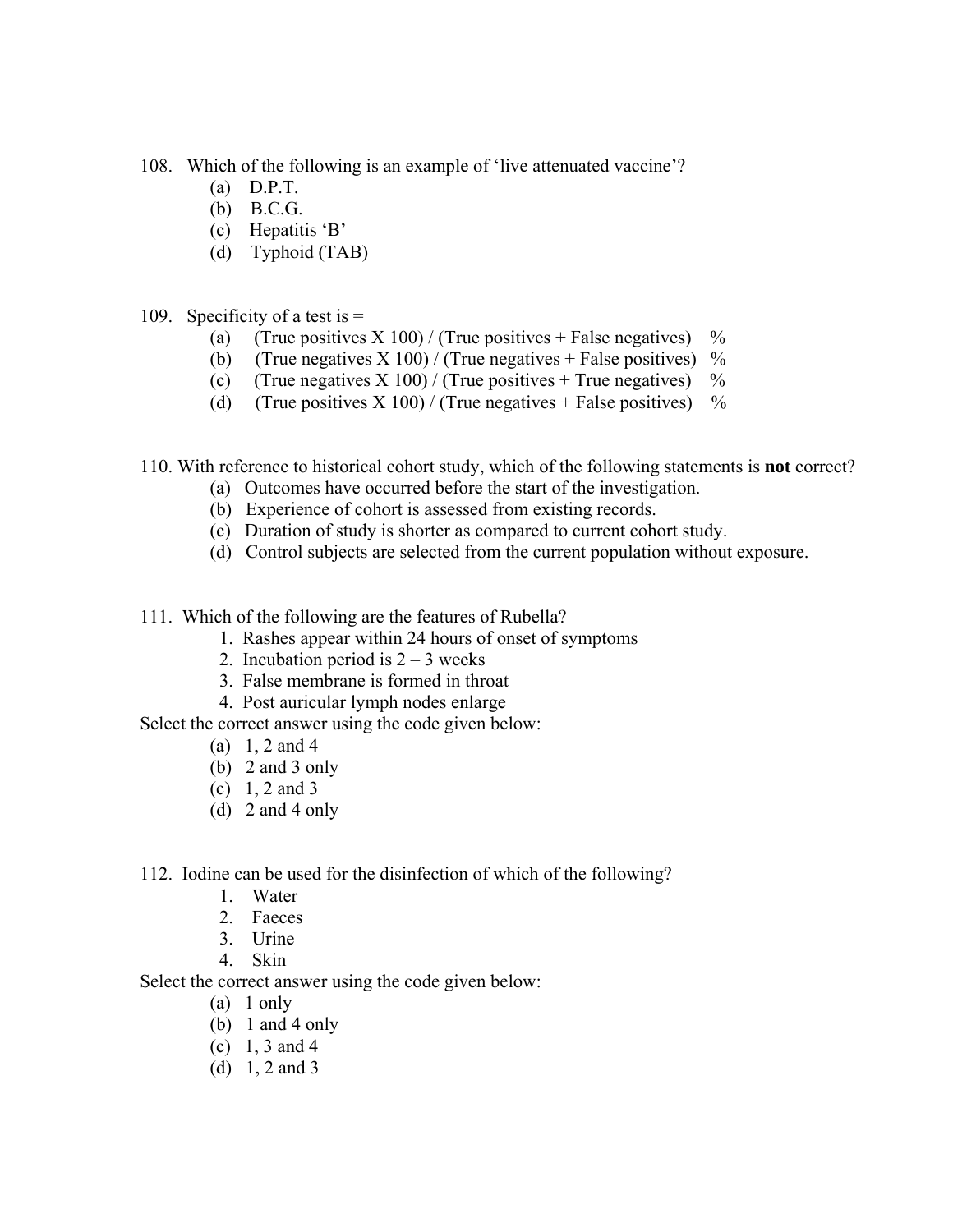108. Which of the following is an example of 'live attenuated vaccine'?

   (a) D.P.T.
   (b) B.C.G.
   (c) Hepatitis 'B'
   (d) Typhoid (TAB)

109. Specificity of a test is =

   (a) (True positives X 100) / (True positives + False negatives) %
   (b) (True negatives X 100) / (True negatives + False positives) %
   (c) (True negatives X 100) / (True positives + True negatives) %
   (d) (True positives X 100) / (True negatives + False positives) %

110. With reference to historical cohort study, which of the following statements is **not** correct?

   (a) Outcomes have occurred before the start of the investigation.
   (b) Experience of cohort is assessed from existing records.
   (c) Duration of study is shorter as compared to current cohort study.
   (d) Control subjects are selected from the current population without exposure.

111. Which of the following are the features of Rubella?

   1. Rashes appear within 24 hours of onset of symptoms
   2. Incubation period is 2 – 3 weeks
   3. False membrane is formed in throat
   4. Post auricular lymph nodes enlarge

Select the correct answer using the code given below:

   (a) 1, 2 and 4
   (b) 2 and 3 only
   (c) 1, 2 and 3
   (d) 2 and 4 only

112. Iodine can be used for the disinfection of which of the following?

   1. Water
   2. Faeces
   3. Urine
   4. Skin

Select the correct answer using the code given below:

   (a) 1 only
   (b) 1 and 4 only
   (c) 1, 3 and 4
   (d) 1, 2 and 3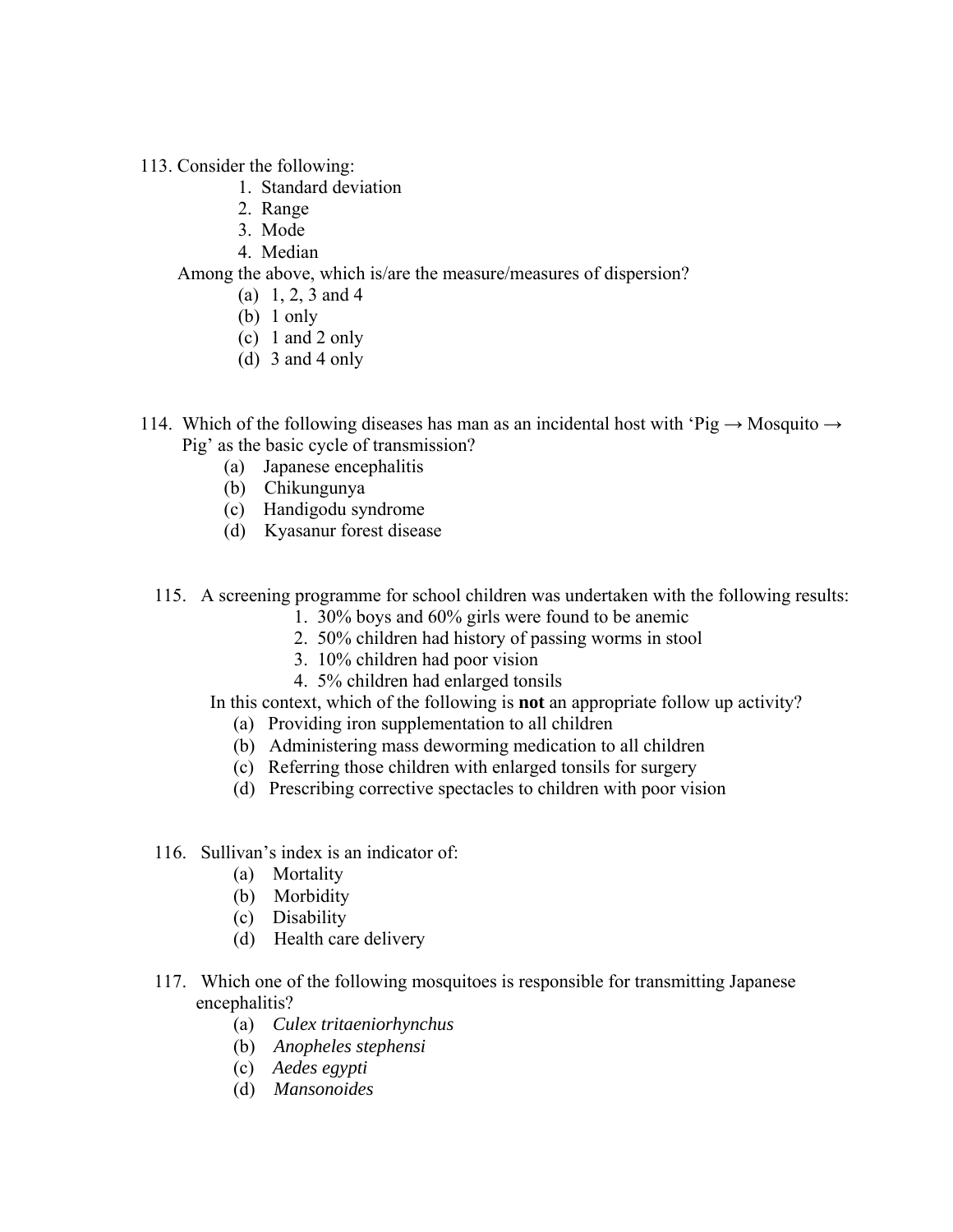113. Consider the following:

1. Standard deviation
2. Range
3. Mode
4. Median

Among the above, which is/are the measure/measures of dispersion?

(a) 1, 2, 3 and 4
(b) 1 only
(c) 1 and 2 only
(d) 3 and 4 only

114. Which of the following diseases has man as an incidental host with 'Pig → Mosquito → Pig' as the basic cycle of transmission?

(a) Japanese encephalitis
(b) Chikungunya
(c) Handigodu syndrome
(d) Kyasanur forest disease

115. A screening programme for school children was undertaken with the following results:

1. 30% boys and 60% girls were found to be anemic
2. 50% children had history of passing worms in stool
3. 10% children had poor vision
4. 5% children had enlarged tonsils

In this context, which of the following is **not** an appropriate follow up activity?

(a) Providing iron supplementation to all children
(b) Administering mass deworming medication to all children
(c) Referring those children with enlarged tonsils for surgery
(d) Prescribing corrective spectacles to children with poor vision

116. Sullivan's index is an indicator of:

(a) Mortality
(b) Morbidity
(c) Disability
(d) Health care delivery

117. Which one of the following mosquitoes is responsible for transmitting Japanese encephalitis?

(a) *Culex tritaeniorhynchus*
(b) *Anopheles stephensi*
(c) *Aedes egypti*
(d) *Mansonoides*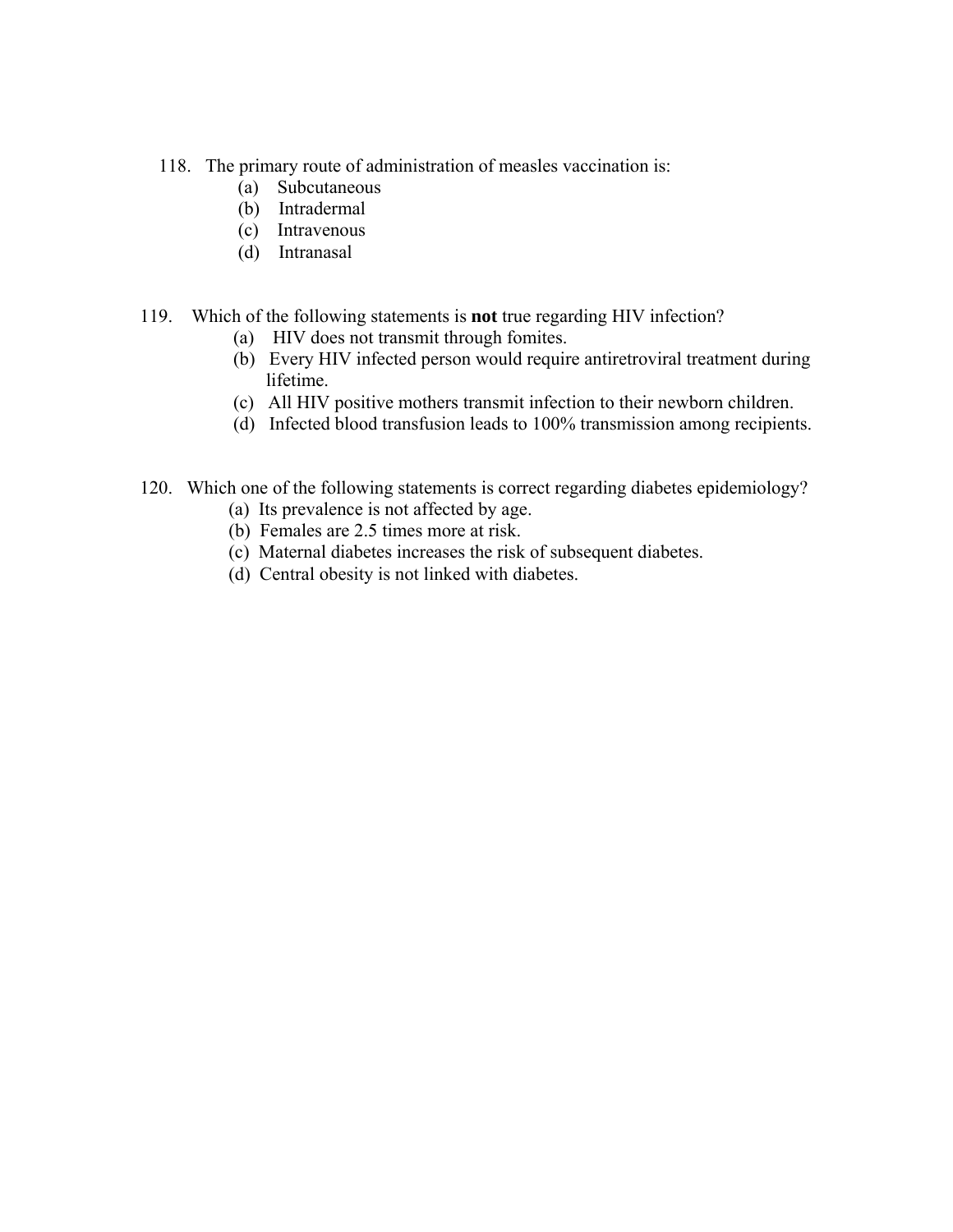118. The primary route of administration of measles vaccination is:

(a) Subcutaneous
(b) Intradermal
(c) Intravenous
(d) Intranasal

119. Which of the following statements is **not** true regarding HIV infection?

(a) HIV does not transmit through fomites.
(b) Every HIV infected person would require antiretroviral treatment during lifetime.
(c) All HIV positive mothers transmit infection to their newborn children.
(d) Infected blood transfusion leads to 100% transmission among recipients.

120. Which one of the following statements is correct regarding diabetes epidemiology?

(a) Its prevalence is not affected by age.
(b) Females are 2.5 times more at risk.
(c) Maternal diabetes increases the risk of subsequent diabetes.
(d) Central obesity is not linked with diabetes.